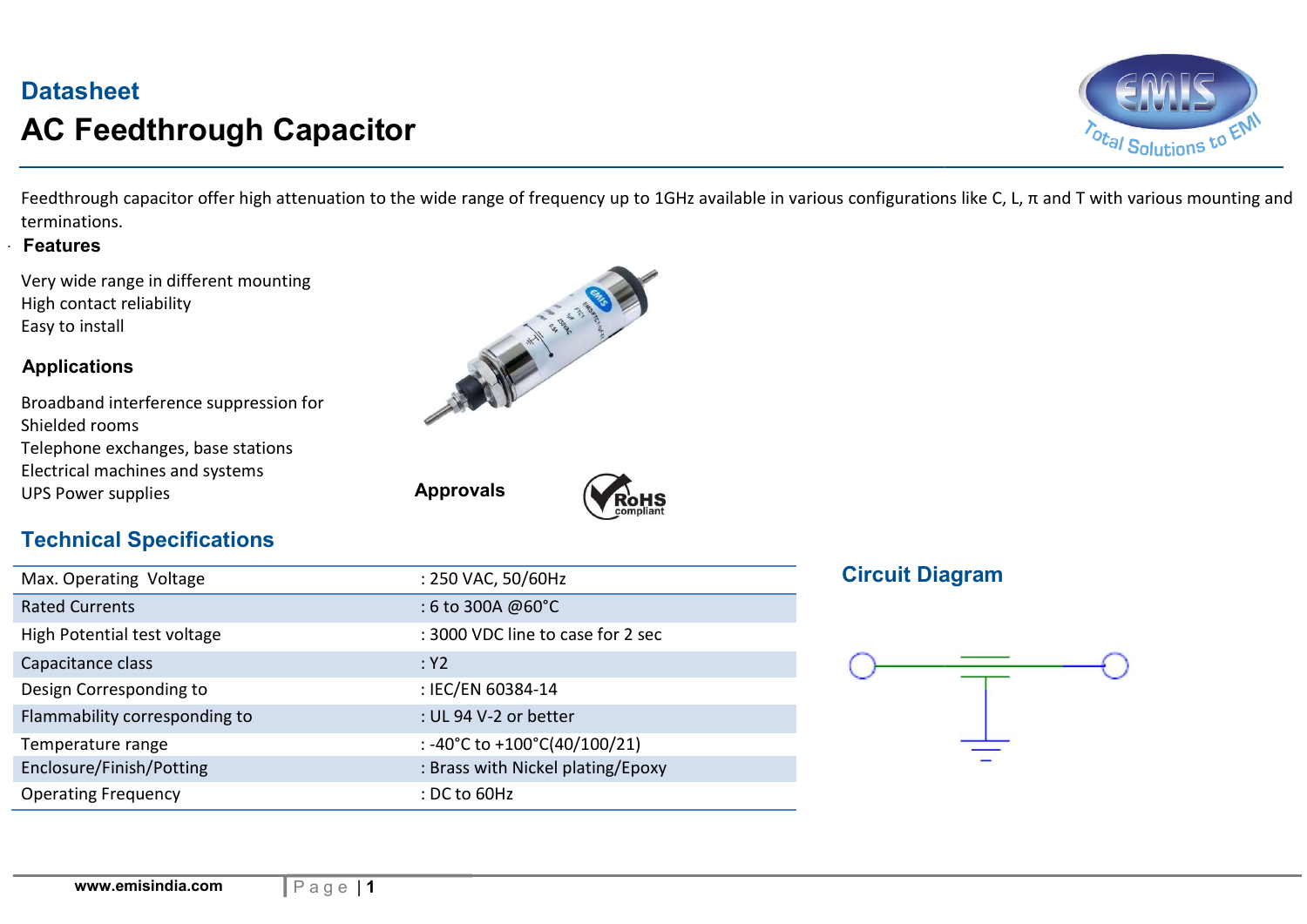# Datasheet

# AC Feedthrough Capacitor

Feedthrough capacitor offer high attenuation to the wide range of frequency up to 1GHz available in various configurations like C, L, π and T with various mounting and terminations.

### Features

Very wide range in different mounting
High contact reliability
Easy to install

### Applications

Broadband interference suppression for
Shielded rooms
Telephone exchanges, base stations
Electrical machines and systems
UPS Power supplies

**Approvals**

## Technical Specifications

| | |
|---|---|
| Max. Operating Voltage | : 250 VAC, 50/60Hz |
| Rated Currents | : 6 to 300A @60°C |
| High Potential test voltage | : 3000 VDC line to case for 2 sec |
| Capacitance class | : Y2 |
| Design Corresponding to | : IEC/EN 60384-14 |
| Flammability corresponding to | : UL 94 V-2 or better |
| Temperature range | : -40°C to +100°C(40/100/21) |
| Enclosure/Finish/Potting | : Brass with Nickel plating/Epoxy |
| Operating Frequency | : DC to 60Hz |

## Circuit Diagram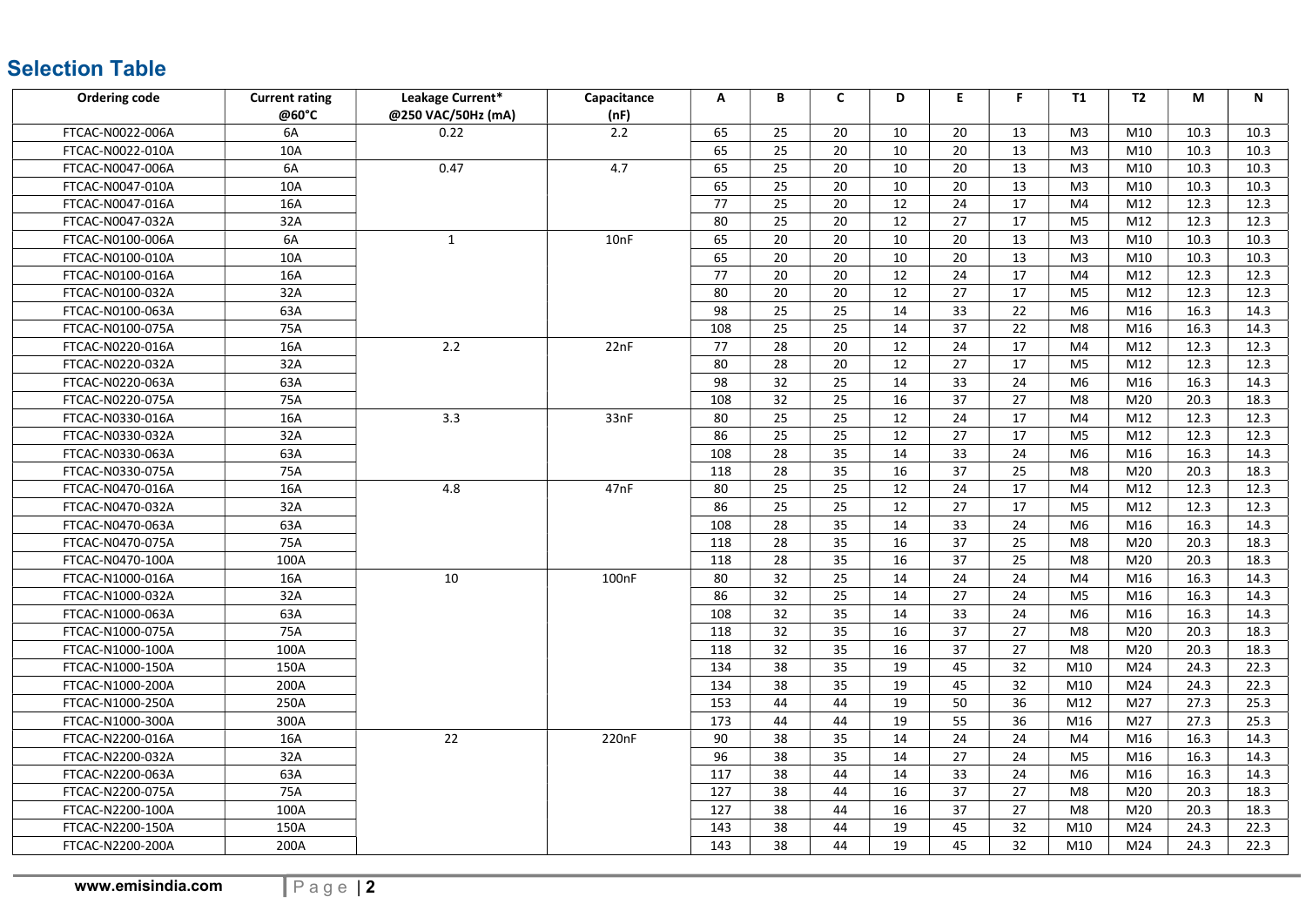## Selection Table

| Ordering code | Current rating @60°C | Leakage Current* @250 VAC/50Hz (mA) | Capacitance (nF) | A | B | C | D | E | F | T1 | T2 | M | N |
|---|---|---|---|---|---|---|---|---|---|---|---|---|---|
| FTCAC-N0022-006A | 6A | 0.22 | 2.2 | 65 | 25 | 20 | 10 | 20 | 13 | M3 | M10 | 10.3 | 10.3 |
| FTCAC-N0022-010A | 10A | | | 65 | 25 | 20 | 10 | 20 | 13 | M3 | M10 | 10.3 | 10.3 |
| FTCAC-N0047-006A | 6A | 0.47 | 4.7 | 65 | 25 | 20 | 10 | 20 | 13 | M3 | M10 | 10.3 | 10.3 |
| FTCAC-N0047-010A | 10A | | | 65 | 25 | 20 | 10 | 20 | 13 | M3 | M10 | 10.3 | 10.3 |
| FTCAC-N0047-016A | 16A | | | 77 | 25 | 20 | 12 | 24 | 17 | M4 | M12 | 12.3 | 12.3 |
| FTCAC-N0047-032A | 32A | | | 80 | 25 | 20 | 12 | 27 | 17 | M5 | M12 | 12.3 | 12.3 |
| FTCAC-N0100-006A | 6A | 1 | 10nF | 65 | 20 | 20 | 10 | 20 | 13 | M3 | M10 | 10.3 | 10.3 |
| FTCAC-N0100-010A | 10A | | | 65 | 20 | 20 | 10 | 20 | 13 | M3 | M10 | 10.3 | 10.3 |
| FTCAC-N0100-016A | 16A | | | 77 | 20 | 20 | 12 | 24 | 17 | M4 | M12 | 12.3 | 12.3 |
| FTCAC-N0100-032A | 32A | | | 80 | 20 | 20 | 12 | 27 | 17 | M5 | M12 | 12.3 | 12.3 |
| FTCAC-N0100-063A | 63A | | | 98 | 25 | 25 | 14 | 33 | 22 | M6 | M16 | 16.3 | 14.3 |
| FTCAC-N0100-075A | 75A | | | 108 | 25 | 25 | 14 | 37 | 22 | M8 | M16 | 16.3 | 14.3 |
| FTCAC-N0220-016A | 16A | 2.2 | 22nF | 77 | 28 | 20 | 12 | 24 | 17 | M4 | M12 | 12.3 | 12.3 |
| FTCAC-N0220-032A | 32A | | | 80 | 28 | 20 | 12 | 27 | 17 | M5 | M12 | 12.3 | 12.3 |
| FTCAC-N0220-063A | 63A | | | 98 | 32 | 25 | 14 | 33 | 24 | M6 | M16 | 16.3 | 14.3 |
| FTCAC-N0220-075A | 75A | | | 108 | 32 | 25 | 16 | 37 | 27 | M8 | M20 | 20.3 | 18.3 |
| FTCAC-N0330-016A | 16A | 3.3 | 33nF | 80 | 25 | 25 | 12 | 24 | 17 | M4 | M12 | 12.3 | 12.3 |
| FTCAC-N0330-032A | 32A | | | 86 | 25 | 25 | 12 | 27 | 17 | M5 | M12 | 12.3 | 12.3 |
| FTCAC-N0330-063A | 63A | | | 108 | 28 | 35 | 14 | 33 | 24 | M6 | M16 | 16.3 | 14.3 |
| FTCAC-N0330-075A | 75A | | | 118 | 28 | 35 | 16 | 37 | 25 | M8 | M20 | 20.3 | 18.3 |
| FTCAC-N0470-016A | 16A | 4.8 | 47nF | 80 | 25 | 25 | 12 | 24 | 17 | M4 | M12 | 12.3 | 12.3 |
| FTCAC-N0470-032A | 32A | | | 86 | 25 | 25 | 12 | 27 | 17 | M5 | M12 | 12.3 | 12.3 |
| FTCAC-N0470-063A | 63A | | | 108 | 28 | 35 | 14 | 33 | 24 | M6 | M16 | 16.3 | 14.3 |
| FTCAC-N0470-075A | 75A | | | 118 | 28 | 35 | 16 | 37 | 25 | M8 | M20 | 20.3 | 18.3 |
| FTCAC-N0470-100A | 100A | | | 118 | 28 | 35 | 16 | 37 | 25 | M8 | M20 | 20.3 | 18.3 |
| FTCAC-N1000-016A | 16A | 10 | 100nF | 80 | 32 | 25 | 14 | 24 | 24 | M4 | M16 | 16.3 | 14.3 |
| FTCAC-N1000-032A | 32A | | | 86 | 32 | 25 | 14 | 27 | 24 | M5 | M16 | 16.3 | 14.3 |
| FTCAC-N1000-063A | 63A | | | 108 | 32 | 35 | 14 | 33 | 24 | M6 | M16 | 16.3 | 14.3 |
| FTCAC-N1000-075A | 75A | | | 118 | 32 | 35 | 16 | 37 | 27 | M8 | M20 | 20.3 | 18.3 |
| FTCAC-N1000-100A | 100A | | | 118 | 32 | 35 | 16 | 37 | 27 | M8 | M20 | 20.3 | 18.3 |
| FTCAC-N1000-150A | 150A | | | 134 | 38 | 35 | 19 | 45 | 32 | M10 | M24 | 24.3 | 22.3 |
| FTCAC-N1000-200A | 200A | | | 134 | 38 | 35 | 19 | 45 | 32 | M10 | M24 | 24.3 | 22.3 |
| FTCAC-N1000-250A | 250A | | | 153 | 44 | 44 | 19 | 50 | 36 | M12 | M27 | 27.3 | 25.3 |
| FTCAC-N1000-300A | 300A | | | 173 | 44 | 44 | 19 | 55 | 36 | M16 | M27 | 27.3 | 25.3 |
| FTCAC-N2200-016A | 16A | 22 | 220nF | 90 | 38 | 35 | 14 | 24 | 24 | M4 | M16 | 16.3 | 14.3 |
| FTCAC-N2200-032A | 32A | | | 96 | 38 | 35 | 14 | 27 | 24 | M5 | M16 | 16.3 | 14.3 |
| FTCAC-N2200-063A | 63A | | | 117 | 38 | 44 | 14 | 33 | 24 | M6 | M16 | 16.3 | 14.3 |
| FTCAC-N2200-075A | 75A | | | 127 | 38 | 44 | 16 | 37 | 27 | M8 | M20 | 20.3 | 18.3 |
| FTCAC-N2200-100A | 100A | | | 127 | 38 | 44 | 16 | 37 | 27 | M8 | M20 | 20.3 | 18.3 |
| FTCAC-N2200-150A | 150A | | | 143 | 38 | 44 | 19 | 45 | 32 | M10 | M24 | 24.3 | 22.3 |
| FTCAC-N2200-200A | 200A | | | 143 | 38 | 44 | 19 | 45 | 32 | M10 | M24 | 24.3 | 22.3 |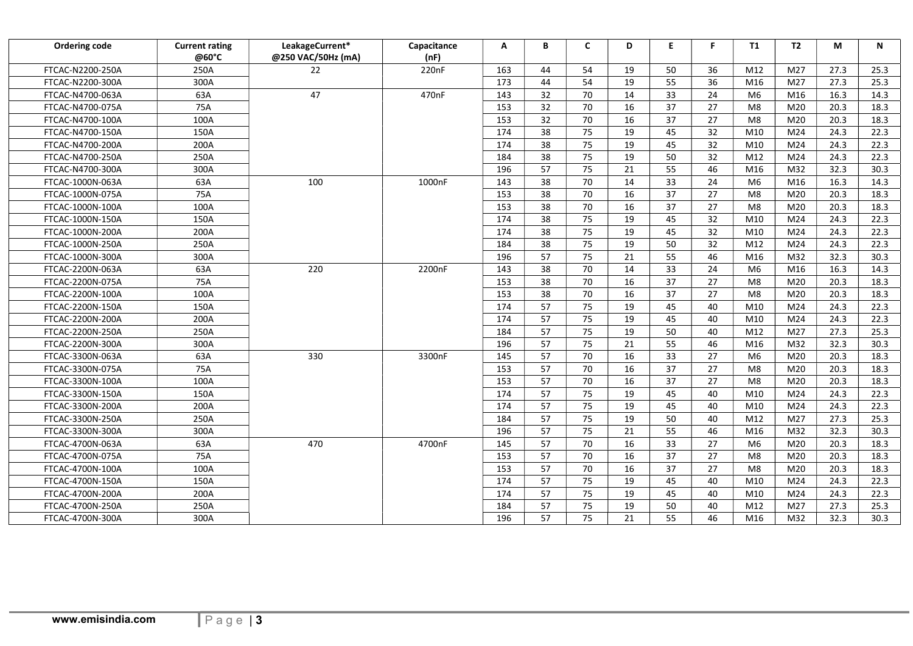| Ordering code | Current rating @60°C | LeakageCurrent* @250 VAC/50Hz (mA) | Capacitance (nF) | A | B | C | D | E | F | T1 | T2 | M | N |
|---|---|---|---|---|---|---|---|---|---|---|---|---|---|
| FTCAC-N2200-250A | 250A | 22 | 220nF | 163 | 44 | 54 | 19 | 50 | 36 | M12 | M27 | 27.3 | 25.3 |
| FTCAC-N2200-300A | 300A | | | 173 | 44 | 54 | 19 | 55 | 36 | M16 | M27 | 27.3 | 25.3 |
| FTCAC-N4700-063A | 63A | 47 | 470nF | 143 | 32 | 70 | 14 | 33 | 24 | M6 | M16 | 16.3 | 14.3 |
| FTCAC-N4700-075A | 75A | | | 153 | 32 | 70 | 16 | 37 | 27 | M8 | M20 | 20.3 | 18.3 |
| FTCAC-N4700-100A | 100A | | | 153 | 32 | 70 | 16 | 37 | 27 | M8 | M20 | 20.3 | 18.3 |
| FTCAC-N4700-150A | 150A | | | 174 | 38 | 75 | 19 | 45 | 32 | M10 | M24 | 24.3 | 22.3 |
| FTCAC-N4700-200A | 200A | | | 174 | 38 | 75 | 19 | 45 | 32 | M10 | M24 | 24.3 | 22.3 |
| FTCAC-N4700-250A | 250A | | | 184 | 38 | 75 | 19 | 50 | 32 | M12 | M24 | 24.3 | 22.3 |
| FTCAC-N4700-300A | 300A | | | 196 | 57 | 75 | 21 | 55 | 46 | M16 | M32 | 32.3 | 30.3 |
| FTCAC-1000N-063A | 63A | 100 | 1000nF | 143 | 38 | 70 | 14 | 33 | 24 | M6 | M16 | 16.3 | 14.3 |
| FTCAC-1000N-075A | 75A | | | 153 | 38 | 70 | 16 | 37 | 27 | M8 | M20 | 20.3 | 18.3 |
| FTCAC-1000N-100A | 100A | | | 153 | 38 | 70 | 16 | 37 | 27 | M8 | M20 | 20.3 | 18.3 |
| FTCAC-1000N-150A | 150A | | | 174 | 38 | 75 | 19 | 45 | 32 | M10 | M24 | 24.3 | 22.3 |
| FTCAC-1000N-200A | 200A | | | 174 | 38 | 75 | 19 | 45 | 32 | M10 | M24 | 24.3 | 22.3 |
| FTCAC-1000N-250A | 250A | | | 184 | 38 | 75 | 19 | 50 | 32 | M12 | M24 | 24.3 | 22.3 |
| FTCAC-1000N-300A | 300A | | | 196 | 57 | 75 | 21 | 55 | 46 | M16 | M32 | 32.3 | 30.3 |
| FTCAC-2200N-063A | 63A | 220 | 2200nF | 143 | 38 | 70 | 14 | 33 | 24 | M6 | M16 | 16.3 | 14.3 |
| FTCAC-2200N-075A | 75A | | | 153 | 38 | 70 | 16 | 37 | 27 | M8 | M20 | 20.3 | 18.3 |
| FTCAC-2200N-100A | 100A | | | 153 | 38 | 70 | 16 | 37 | 27 | M8 | M20 | 20.3 | 18.3 |
| FTCAC-2200N-150A | 150A | | | 174 | 57 | 75 | 19 | 45 | 40 | M10 | M24 | 24.3 | 22.3 |
| FTCAC-2200N-200A | 200A | | | 174 | 57 | 75 | 19 | 45 | 40 | M10 | M24 | 24.3 | 22.3 |
| FTCAC-2200N-250A | 250A | | | 184 | 57 | 75 | 19 | 50 | 40 | M12 | M27 | 27.3 | 25.3 |
| FTCAC-2200N-300A | 300A | | | 196 | 57 | 75 | 21 | 55 | 46 | M16 | M32 | 32.3 | 30.3 |
| FTCAC-3300N-063A | 63A | 330 | 3300nF | 145 | 57 | 70 | 16 | 33 | 27 | M6 | M20 | 20.3 | 18.3 |
| FTCAC-3300N-075A | 75A | | | 153 | 57 | 70 | 16 | 37 | 27 | M8 | M20 | 20.3 | 18.3 |
| FTCAC-3300N-100A | 100A | | | 153 | 57 | 70 | 16 | 37 | 27 | M8 | M20 | 20.3 | 18.3 |
| FTCAC-3300N-150A | 150A | | | 174 | 57 | 75 | 19 | 45 | 40 | M10 | M24 | 24.3 | 22.3 |
| FTCAC-3300N-200A | 200A | | | 174 | 57 | 75 | 19 | 45 | 40 | M10 | M24 | 24.3 | 22.3 |
| FTCAC-3300N-250A | 250A | | | 184 | 57 | 75 | 19 | 50 | 40 | M12 | M27 | 27.3 | 25.3 |
| FTCAC-3300N-300A | 300A | | | 196 | 57 | 75 | 21 | 55 | 46 | M16 | M32 | 32.3 | 30.3 |
| FTCAC-4700N-063A | 63A | 470 | 4700nF | 145 | 57 | 70 | 16 | 33 | 27 | M6 | M20 | 20.3 | 18.3 |
| FTCAC-4700N-075A | 75A | | | 153 | 57 | 70 | 16 | 37 | 27 | M8 | M20 | 20.3 | 18.3 |
| FTCAC-4700N-100A | 100A | | | 153 | 57 | 70 | 16 | 37 | 27 | M8 | M20 | 20.3 | 18.3 |
| FTCAC-4700N-150A | 150A | | | 174 | 57 | 75 | 19 | 45 | 40 | M10 | M24 | 24.3 | 22.3 |
| FTCAC-4700N-200A | 200A | | | 174 | 57 | 75 | 19 | 45 | 40 | M10 | M24 | 24.3 | 22.3 |
| FTCAC-4700N-250A | 250A | | | 184 | 57 | 75 | 19 | 50 | 40 | M12 | M27 | 27.3 | 25.3 |
| FTCAC-4700N-300A | 300A | | | 196 | 57 | 75 | 21 | 55 | 46 | M16 | M32 | 32.3 | 30.3 |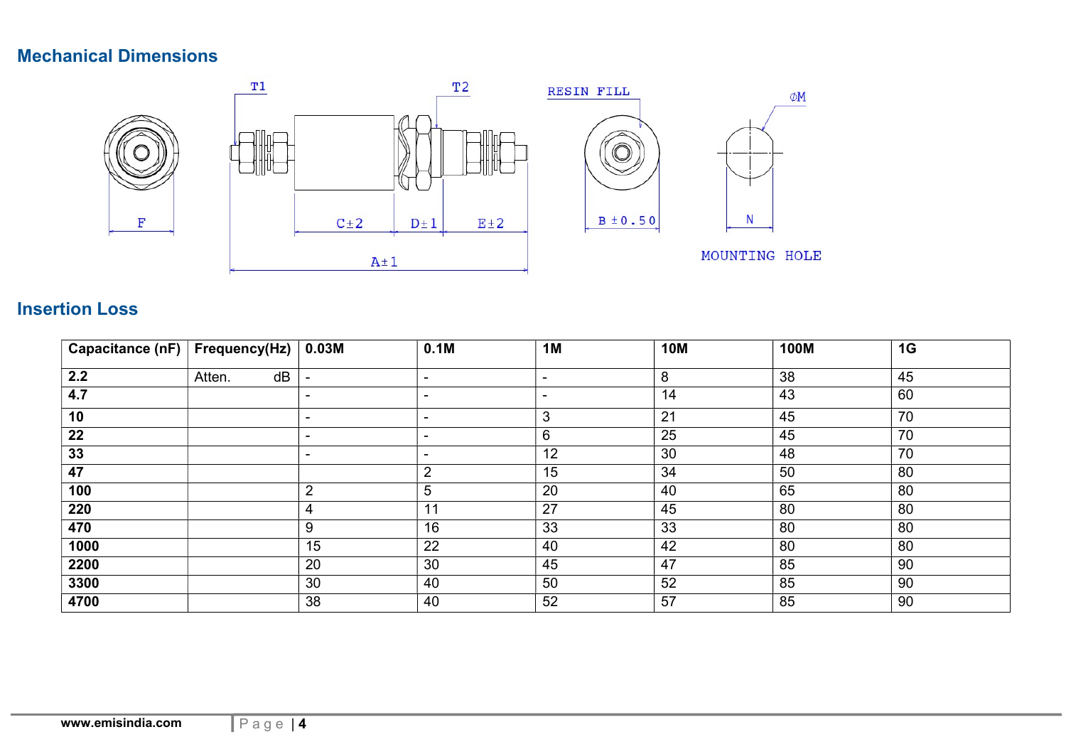## Mechanical Dimensions

T1

T2

RESIN FILL

ΦM

F

C±2

D±1

E±2

A±1

B ±0.50

N

MOUNTING HOLE

## Insertion Loss

| Capacitance (nF) | Frequency(Hz) | 0.03M | 0.1M | 1M | 10M | 100M | 1G |
|---|---|---|---|---|---|---|---|
| **2.2** | Atten. dB | - | - | - | 8 | 38 | 45 |
| **4.7** | | - | - | - | 14 | 43 | 60 |
| **10** | | - | - | 3 | 21 | 45 | 70 |
| **22** | | - | - | 6 | 25 | 45 | 70 |
| **33** | | - | - | 12 | 30 | 48 | 70 |
| **47** | | | 2 | 15 | 34 | 50 | 80 |
| **100** | | 2 | 5 | 20 | 40 | 65 | 80 |
| **220** | | 4 | 11 | 27 | 45 | 80 | 80 |
| **470** | | 9 | 16 | 33 | 33 | 80 | 80 |
| **1000** | | 15 | 22 | 40 | 42 | 80 | 80 |
| **2200** | | 20 | 30 | 45 | 47 | 85 | 90 |
| **3300** | | 30 | 40 | 50 | 52 | 85 | 90 |
| **4700** | | 38 | 40 | 52 | 57 | 85 | 90 |

**www.emisindia.com**